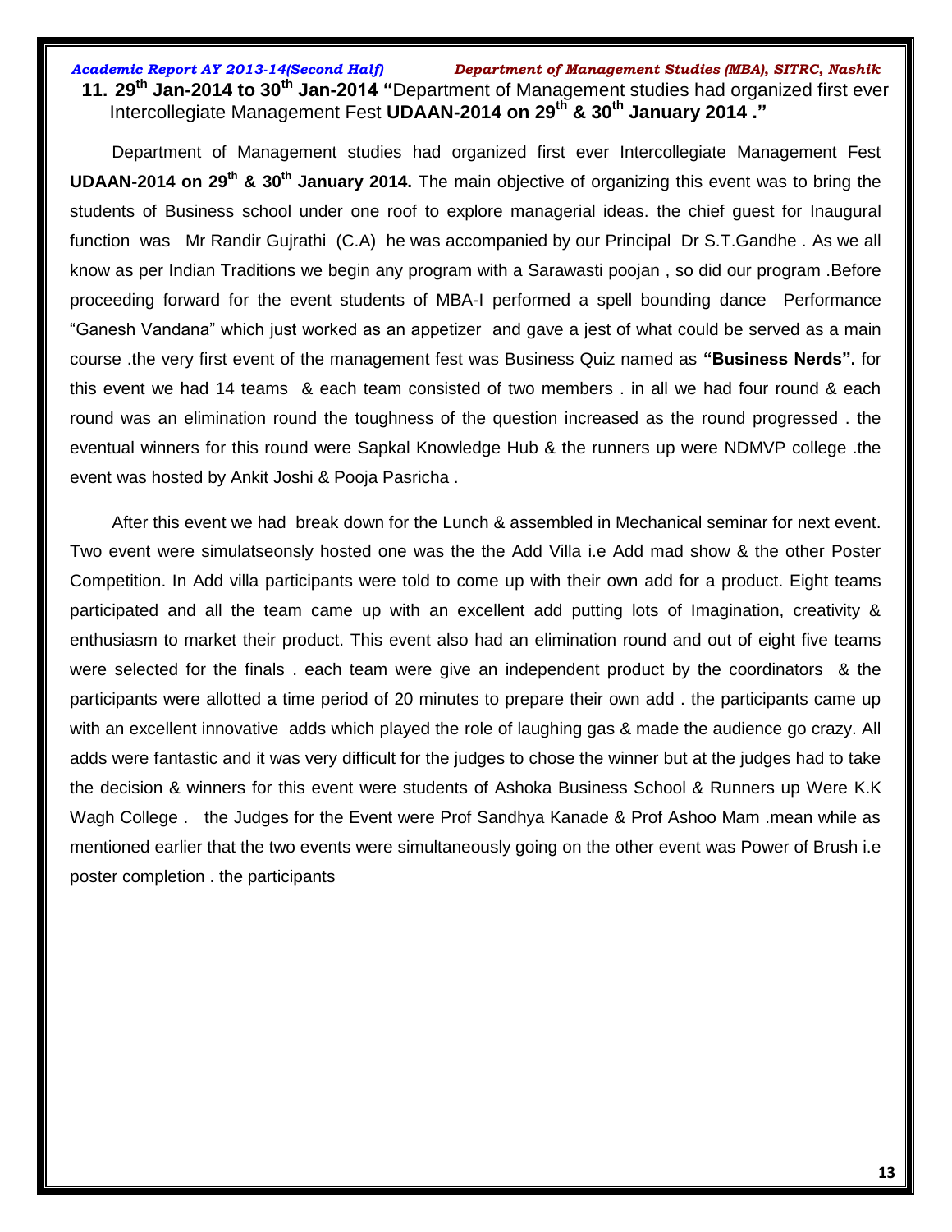**11. 29th Jan-2014 to 30th Jan-2014 "**Department of Management studies had organized first ever Intercollegiate Management Fest **UDAAN-2014 on 29th & 30th January 2014 ."**

Department of Management studies had organized first ever Intercollegiate Management Fest **UDAAN-2014 on 29th & 30th January 2014.** The main objective of organizing this event was to bring the students of Business school under one roof to explore managerial ideas. the chief guest for Inaugural function was Mr Randir Gujrathi (C.A) he was accompanied by our Principal Dr S.T.Gandhe . As we all know as per Indian Traditions we begin any program with a Sarawasti poojan , so did our program .Before proceeding forward for the event students of MBA-I performed a spell bounding dance Performance "Ganesh Vandana" which just worked as an appetizer and gave a jest of what could be served as a main course .the very first event of the management fest was Business Quiz named as **"Business Nerds".** for this event we had 14 teams & each team consisted of two members . in all we had four round & each round was an elimination round the toughness of the question increased as the round progressed . the eventual winners for this round were Sapkal Knowledge Hub & the runners up were NDMVP college .the event was hosted by Ankit Joshi & Pooja Pasricha .

After this event we had break down for the Lunch & assembled in Mechanical seminar for next event. Two event were simulatseonsly hosted one was the the Add Villa i.e Add mad show & the other Poster Competition. In Add villa participants were told to come up with their own add for a product. Eight teams participated and all the team came up with an excellent add putting lots of Imagination, creativity & enthusiasm to market their product. This event also had an elimination round and out of eight five teams were selected for the finals . each team were give an independent product by the coordinators & the participants were allotted a time period of 20 minutes to prepare their own add . the participants came up with an excellent innovative adds which played the role of laughing gas & made the audience go crazy. All adds were fantastic and it was very difficult for the judges to chose the winner but at the judges had to take the decision & winners for this event were students of Ashoka Business School & Runners up Were K.K Wagh College . the Judges for the Event were Prof Sandhya Kanade & Prof Ashoo Mam .mean while as mentioned earlier that the two events were simultaneously going on the other event was Power of Brush i.e poster completion . the participants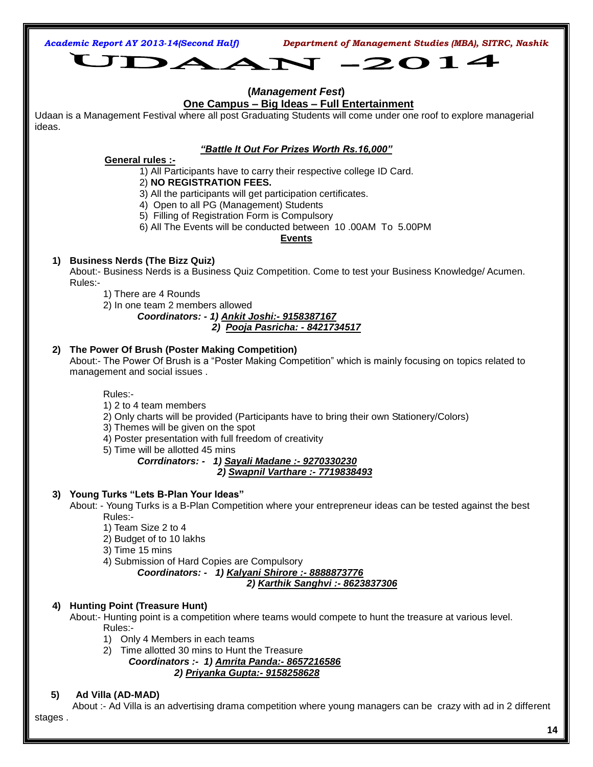# UDAAN -2014

**(*Management Fest*)**

**One Campus – Big Ideas – Full Entertainment**

Udaan is a Management Festival where all post Graduating Students will come under one roof to explore managerial ideas.

***"Battle It Out For Prizes Worth Rs.16,000"***

**General rules :-**

1) All Participants have to carry their respective college ID Card.
2) **NO REGISTRATION FEES.**
3) All the participants will get participation certificates.
4) Open to all PG (Management) Students
5) Filling of Registration Form is Compulsory
6) All The Events will be conducted between 10 .00AM To 5.00PM

**Events**

**1) Business Nerds (The Bizz Quiz)**

About:- Business Nerds is a Business Quiz Competition. Come to test your Business Knowledge/ Acumen.

Rules:-

1) There are 4 Rounds
2) In one team 2 members allowed

***Coordinators: - 1) Ankit Joshi:- 9158387167***
***2) Pooja Pasricha: - 8421734517***

**2) The Power Of Brush (Poster Making Competition)**

About:- The Power Of Brush is a "Poster Making Competition" which is mainly focusing on topics related to management and social issues .

Rules:-

1) 2 to 4 team members
2) Only charts will be provided (Participants have to bring their own Stationery/Colors)
3) Themes will be given on the spot
4) Poster presentation with full freedom of creativity
5) Time will be allotted 45 mins

***Corrdinators: - 1) Sayali Madane :- 9270330230***
***2) Swapnil Varthare :- 7719838493***

**3) Young Turks "Lets B-Plan Your Ideas"**

About: - Young Turks is a B-Plan Competition where your entrepreneur ideas can be tested against the best

Rules:-

1) Team Size 2 to 4
2) Budget of to 10 lakhs
3) Time 15 mins
4) Submission of Hard Copies are Compulsory

***Coordinators: - 1) Kalyani Shirore :- 8888873776***
***2) Karthik Sanghvi :- 8623837306***

**4) Hunting Point (Treasure Hunt)**

About:- Hunting point is a competition where teams would compete to hunt the treasure at various level.

Rules:-

1) Only 4 Members in each teams
2) Time allotted 30 mins to Hunt the Treasure

***Coordinators :- 1) Amrita Panda:- 8657216586***
***2) Priyanka Gupta:- 9158258628***

**5) Ad Villa (AD-MAD)**

About :- Ad Villa is an advertising drama competition where young managers can be crazy with ad in 2 different stages .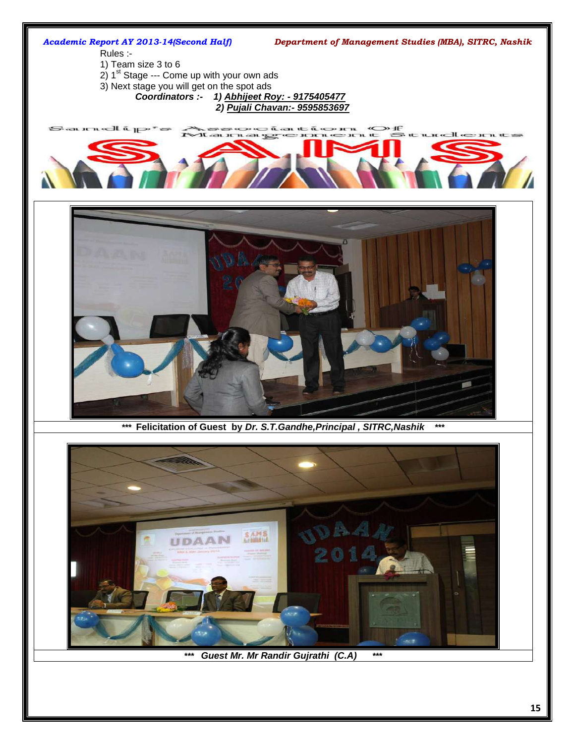Rules :-

1) Team size 3 to 6
2) 1st Stage --- Come up with your own ads
3) Next stage you will get on the spot ads

***Coordinators :-*** ***1) Abhijeet Roy: - 9175405477***
***2) Pujali Chavan:- 9595853697***

Sandip's Association Of Management Students

SAMS

**\*\*\* Felicitation of Guest by *Dr. S.T.Gandhe,Principal , SITRC,Nashik* \*\*\***

***\*\*\* Guest Mr. Mr Randir Gujrathi (C.A) \*\*\****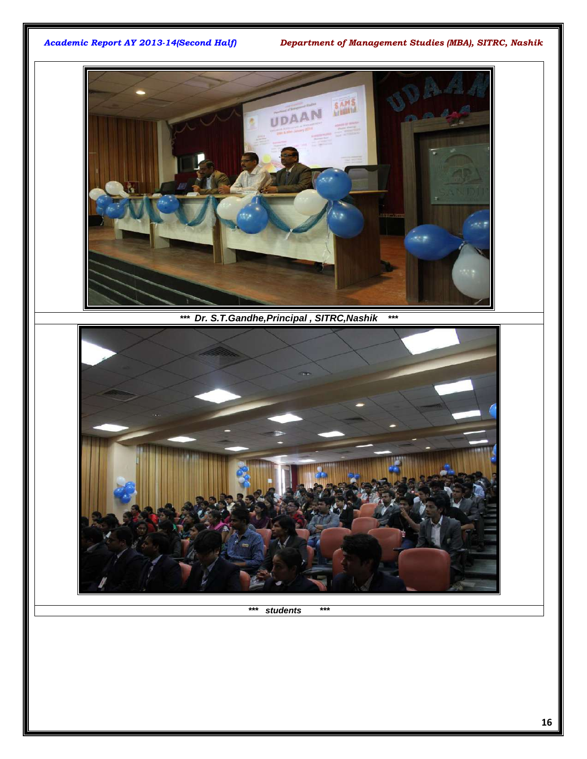*** Dr. S.T.Gandhe,Principal , SITRC,Nashik ***

*** students ***